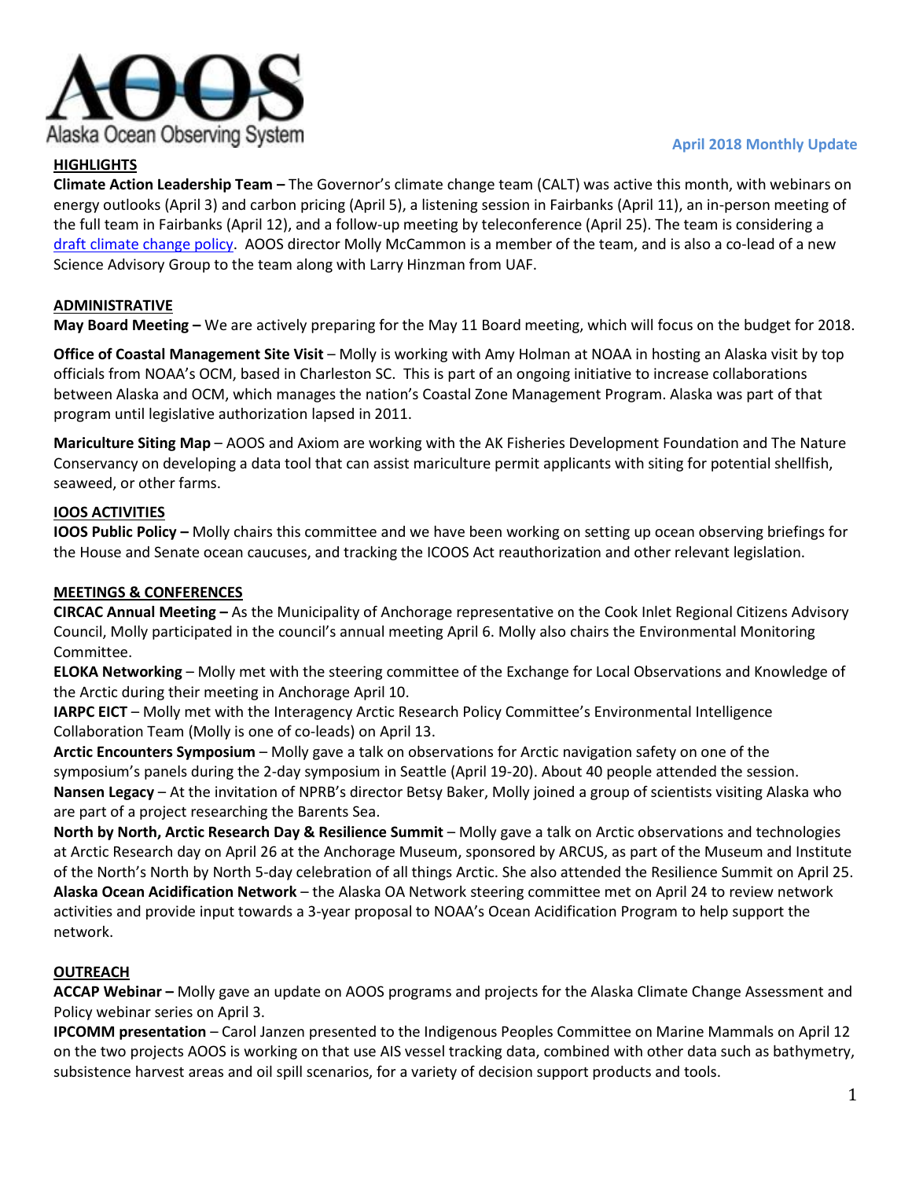Alaska Ocean Observing System

**April 2018 Monthly Update**

## HIGHLIGHTS

**Climate Action Leadership Team –** The Governor's climate change team (CALT) was active this month, with webinars on energy outlooks (April 3) and carbon pricing (April 5), a listening session in Fairbanks (April 11), an in-person meeting of the full team in Fairbanks (April 12), and a follow-up meeting by teleconference (April 25). The team is considering a draft climate change policy. AOOS director Molly McCammon is a member of the team, and is also a co-lead of a new Science Advisory Group to the team along with Larry Hinzman from UAF.

## ADMINISTRATIVE

**May Board Meeting –** We are actively preparing for the May 11 Board meeting, which will focus on the budget for 2018.

**Office of Coastal Management Site Visit** – Molly is working with Amy Holman at NOAA in hosting an Alaska visit by top officials from NOAA's OCM, based in Charleston SC. This is part of an ongoing initiative to increase collaborations between Alaska and OCM, which manages the nation's Coastal Zone Management Program. Alaska was part of that program until legislative authorization lapsed in 2011.

**Mariculture Siting Map** – AOOS and Axiom are working with the AK Fisheries Development Foundation and The Nature Conservancy on developing a data tool that can assist mariculture permit applicants with siting for potential shellfish, seaweed, or other farms.

## IOOS ACTIVITIES

**IOOS Public Policy –** Molly chairs this committee and we have been working on setting up ocean observing briefings for the House and Senate ocean caucuses, and tracking the ICOOS Act reauthorization and other relevant legislation.

## MEETINGS & CONFERENCES

**CIRCAC Annual Meeting –** As the Municipality of Anchorage representative on the Cook Inlet Regional Citizens Advisory Council, Molly participated in the council's annual meeting April 6. Molly also chairs the Environmental Monitoring Committee.

**ELOKA Networking** – Molly met with the steering committee of the Exchange for Local Observations and Knowledge of the Arctic during their meeting in Anchorage April 10.

**IARPC EICT** – Molly met with the Interagency Arctic Research Policy Committee's Environmental Intelligence Collaboration Team (Molly is one of co-leads) on April 13.

**Arctic Encounters Symposium** – Molly gave a talk on observations for Arctic navigation safety on one of the symposium's panels during the 2-day symposium in Seattle (April 19-20). About 40 people attended the session.

**Nansen Legacy** – At the invitation of NPRB's director Betsy Baker, Molly joined a group of scientists visiting Alaska who are part of a project researching the Barents Sea.

**North by North, Arctic Research Day & Resilience Summit** – Molly gave a talk on Arctic observations and technologies at Arctic Research day on April 26 at the Anchorage Museum, sponsored by ARCUS, as part of the Museum and Institute of the North's North by North 5-day celebration of all things Arctic. She also attended the Resilience Summit on April 25.

**Alaska Ocean Acidification Network** – the Alaska OA Network steering committee met on April 24 to review network activities and provide input towards a 3-year proposal to NOAA's Ocean Acidification Program to help support the network.

## OUTREACH

**ACCAP Webinar –** Molly gave an update on AOOS programs and projects for the Alaska Climate Change Assessment and Policy webinar series on April 3.

**IPCOMM presentation** – Carol Janzen presented to the Indigenous Peoples Committee on Marine Mammals on April 12 on the two projects AOOS is working on that use AIS vessel tracking data, combined with other data such as bathymetry, subsistence harvest areas and oil spill scenarios, for a variety of decision support products and tools.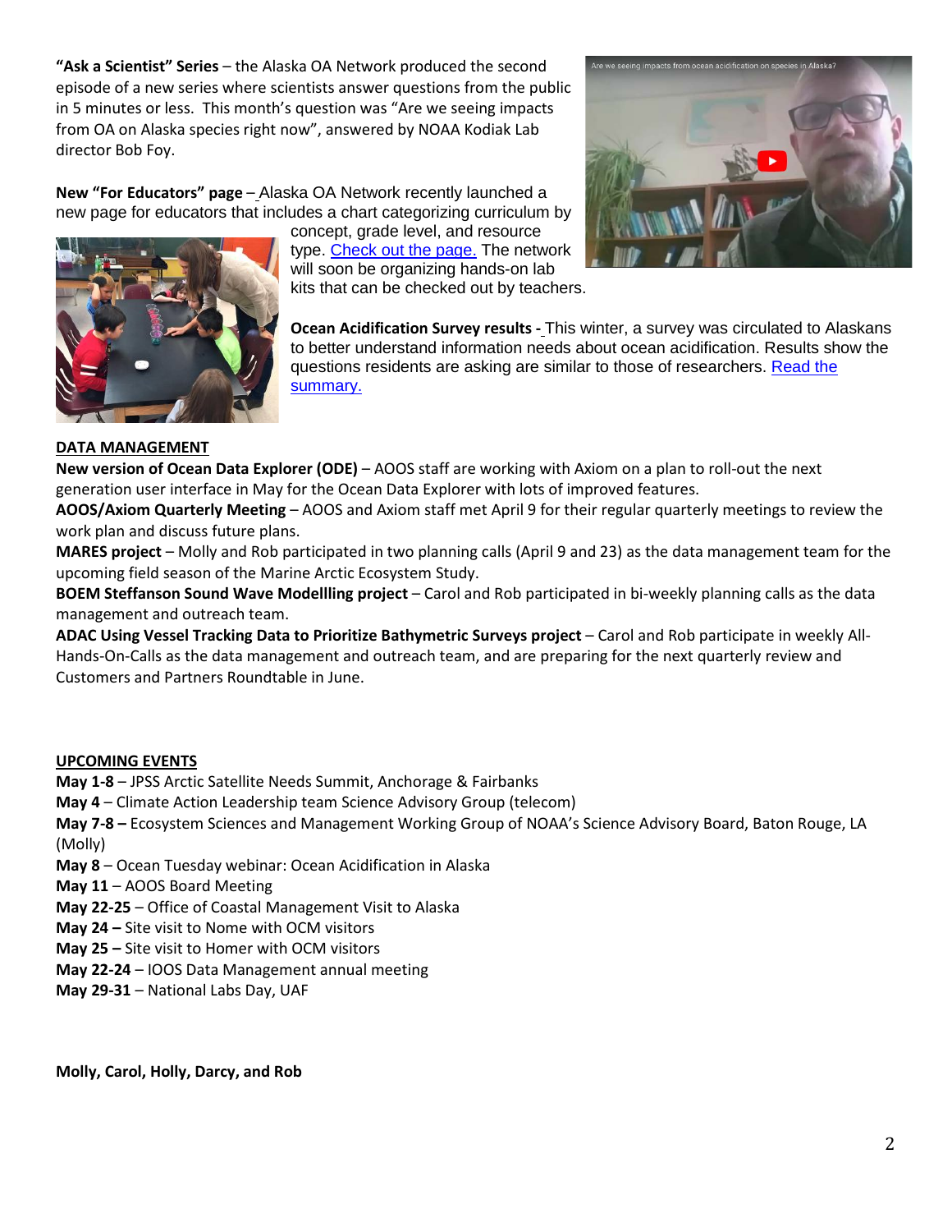**"Ask a Scientist" Series** – the Alaska OA Network produced the second episode of a new series where scientists answer questions from the public in 5 minutes or less. This month's question was "Are we seeing impacts from OA on Alaska species right now", answered by NOAA Kodiak Lab director Bob Foy.

**New "For Educators" page** – Alaska OA Network recently launched a new page for educators that includes a chart categorizing curriculum by concept, grade level, and resource type. Check out the page. The network will soon be organizing hands-on lab kits that can be checked out by teachers.

**Ocean Acidification Survey results -** This winter, a survey was circulated to Alaskans to better understand information needs about ocean acidification. Results show the questions residents are asking are similar to those of researchers. Read the summary.

## DATA MANAGEMENT

**New version of Ocean Data Explorer (ODE)** – AOOS staff are working with Axiom on a plan to roll-out the next generation user interface in May for the Ocean Data Explorer with lots of improved features.

**AOOS/Axiom Quarterly Meeting** – AOOS and Axiom staff met April 9 for their regular quarterly meetings to review the work plan and discuss future plans.

**MARES project** – Molly and Rob participated in two planning calls (April 9 and 23) as the data management team for the upcoming field season of the Marine Arctic Ecosystem Study.

**BOEM Steffanson Sound Wave Modellling project** – Carol and Rob participated in bi-weekly planning calls as the data management and outreach team.

**ADAC Using Vessel Tracking Data to Prioritize Bathymetric Surveys project** – Carol and Rob participate in weekly All-Hands-On-Calls as the data management and outreach team, and are preparing for the next quarterly review and Customers and Partners Roundtable in June.

## UPCOMING EVENTS

**May 1-8** – JPSS Arctic Satellite Needs Summit, Anchorage & Fairbanks
**May 4** – Climate Action Leadership team Science Advisory Group (telecom)
**May 7-8 –** Ecosystem Sciences and Management Working Group of NOAA's Science Advisory Board, Baton Rouge, LA (Molly)
**May 8** – Ocean Tuesday webinar: Ocean Acidification in Alaska
**May 11** – AOOS Board Meeting
**May 22-25** – Office of Coastal Management Visit to Alaska
**May 24 –** Site visit to Nome with OCM visitors
**May 25 –** Site visit to Homer with OCM visitors
**May 22-24** – IOOS Data Management annual meeting
**May 29-31** – National Labs Day, UAF

**Molly, Carol, Holly, Darcy, and Rob**